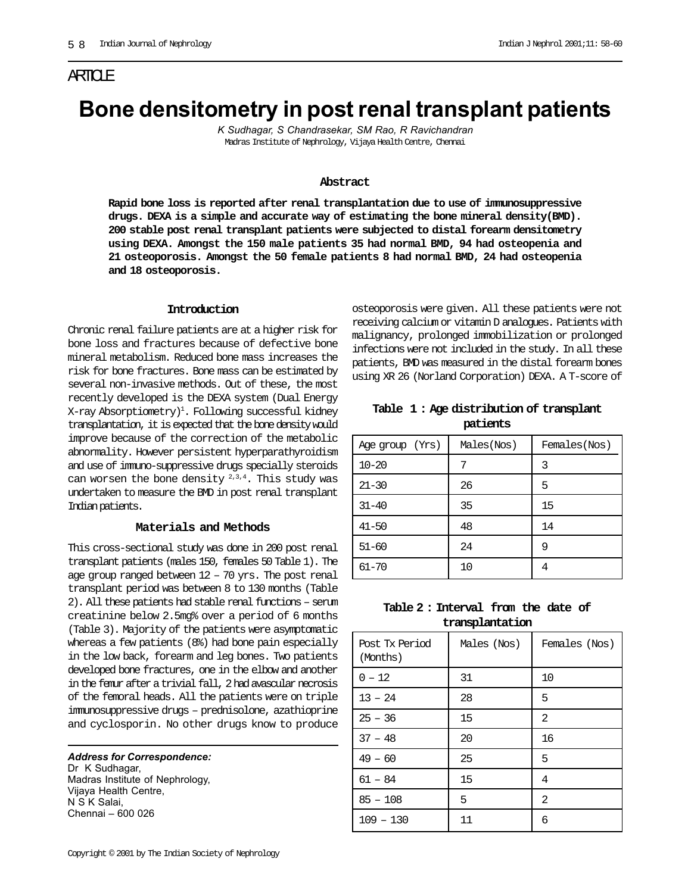ARTICLE

# Bone densitometry in post renal transplant patients

*K Sudhagar, S Chandrasekar, SM Rao, R Ravichandran*

Madras Institute of Nephrology, Vijaya Health Centre, Chennai

### Abstract

**Rapid bone loss is reported after renal transplantation due to use of immunosuppressive drugs. DEXA is a simple and accurate way of estimating the bone mineral density(BMD). 200 stable post renal transplant patients were subjected to distal forearm densitometry using DEXA. Amongst the 150 male patients 35 had normal BMD, 94 had osteopenia and 21 osteoporosis. Amongst the 50 female patients 8 had normal BMD, 24 had osteopenia and 18 osteoporosis.**

### Introduction

Chronic renal failure patients are at a higher risk for bone loss and fractures because of defective bone mineral metabolism. Reduced bone mass increases the risk for bone fractures. Bone mass can be estimated by several non-invasive methods. Out of these, the most recently developed is the DEXA system (Dual Energy X-ray Absorptiometry)[1]. Following successful kidney transplantation, it is expected that the bone density would improve because of the correction of the metabolic abnormality. However persistent hyperparathyroidism and use of immuno-suppressive drugs specially steroids can worsen the bone density [2,3,4]. This study was undertaken to measure the BMD in post renal transplant Indian patients.

### Materials and Methods

This cross-sectional study was done in 200 post renal transplant patients (males 150, females 50 Table 1). The age group ranged between 12 – 70 yrs. The post renal transplant period was between 8 to 130 months (Table 2). All these patients had stable renal functions – serum creatinine below 2.5mg% over a period of 6 months (Table 3). Majority of the patients were asymptomatic whereas a few patients (8%) had bone pain especially in the low back, forearm and leg bones. Two patients developed bone fractures, one in the elbow and another in the femur after a trivial fall, 2 had avascular necrosis of the femoral heads. All the patients were on triple immunosuppressive drugs – prednisolone, azathioprine and cyclosporin. No other drugs know to produce osteoporosis were given. All these patients were not receiving calcium or vitamin D analogues. Patients with malignancy, prolonged immobilization or prolonged infections were not included in the study. In all these patients, BMD was measured in the distal forearm bones using XR 26 (Norland Corporation) DEXA. A T-score of

**Table 1 : Age distribution of transplant patients**

| Age group (Yrs) | Males(Nos) | Females(Nos) |
|---|---|---|
| 10-20 | 7 | 3 |
| 21-30 | 26 | 5 |
| 31-40 | 35 | 15 |
| 41-50 | 48 | 14 |
| 51-60 | 24 | 9 |
| 61-70 | 10 | 4 |

**Table 2 : Interval from the date of transplantation**

| Post Tx Period (Months) | Males (Nos) | Females (Nos) |
|---|---|---|
| 0 – 12 | 31 | 10 |
| 13 – 24 | 28 | 5 |
| 25 – 36 | 15 | 2 |
| 37 – 48 | 20 | 16 |
| 49 – 60 | 25 | 5 |
| 61 – 84 | 15 | 4 |
| 85 – 108 | 5 | 2 |
| 109 – 130 | 11 | 6 |

***Address for Correspondence:***
Dr K Sudhagar,
Madras Institute of Nephrology,
Vijaya Health Centre,
N S K Salai,
Chennai – 600 026

Copyright © 2001 by The Indian Society of Nephrology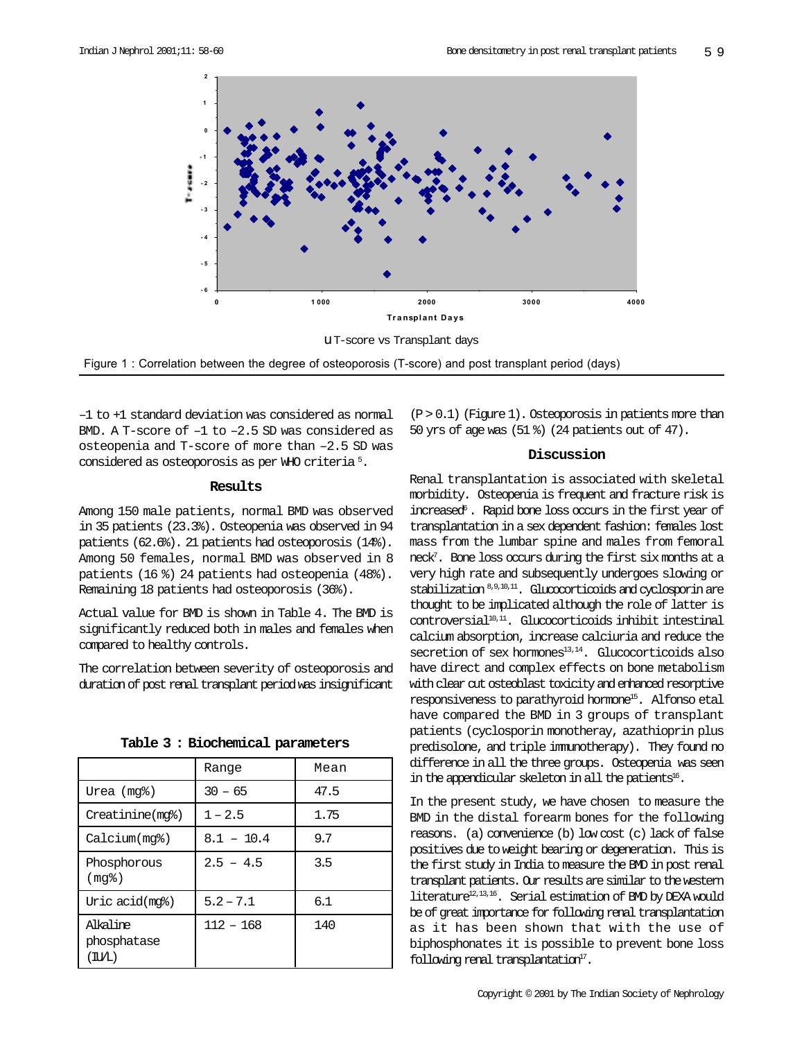u T-score vs Transplant days

Figure 1 : Correlation between the degree of osteoporosis (T-score) and post transplant period (days)

–1 to +1 standard deviation was considered as normal BMD. A T-score of –1 to –2.5 SD was considered as osteopenia and T-score of more than –2.5 SD was considered as osteoporosis as per WHO criteria [5].

## Results

Among 150 male patients, normal BMD was observed in 35 patients (23.3%). Osteopenia was observed in 94 patients (62.6%). 21 patients had osteoporosis (14%). Among 50 females, normal BMD was observed in 8 patients (16 %) 24 patients had osteopenia (48%). Remaining 18 patients had osteoporosis (36%).

Actual value for BMD is shown in Table 4. The BMD is significantly reduced both in males and females when compared to healthy controls.

The correlation between severity of osteoporosis and duration of post renal transplant period was insignificant (P > 0.1) (Figure 1). Osteoporosis in patients more than 50 yrs of age was (51 %) (24 patients out of 47).

**Table 3 : Biochemical parameters**

| | Range | Mean |
|---|---|---|
| Urea (mg%) | 30 – 65 | 47.5 |
| Creatinine(mg%) | 1 – 2.5 | 1.75 |
| Calcium(mg%) | 8.1 – 10.4 | 9.7 |
| Phosphorous (mg%) | 2.5 – 4.5 | 3.5 |
| Uric acid(mg%) | 5.2 – 7.1 | 6.1 |
| Alkaline phosphatase (IU/L) | 112 – 168 | 140 |

## Discussion

Renal transplantation is associated with skeletal morbidity. Osteopenia is frequent and fracture risk is increased[6]. Rapid bone loss occurs in the first year of transplantation in a sex dependent fashion: females lost mass from the lumbar spine and males from femoral neck[7]. Bone loss occurs during the first six months at a very high rate and subsequently undergoes slowing or stabilization [8,9,10,11]. Glucocorticoids and cyclosporin are thought to be implicated although the role of latter is controversial[10,11]. Glucocorticoids inhibit intestinal calcium absorption, increase calciuria and reduce the secretion of sex hormones[13,14]. Glucocorticoids also have direct and complex effects on bone metabolism with clear cut osteoblast toxicity and enhanced resorptive responsiveness to parathyroid hormone[15]. Alfonso etal have compared the BMD in 3 groups of transplant patients (cyclosporin monotheray, azathioprin plus predisolone, and triple immunotherapy). They found no difference in all the three groups. Osteopenia was seen in the appendicular skeleton in all the patients[16].

In the present study, we have chosen to measure the BMD in the distal forearm bones for the following reasons. (a) convenience (b) low cost (c) lack of false positives due to weight bearing or degeneration. This is the first study in India to measure the BMD in post renal transplant patients. Our results are similar to the western literature[12,13,16]. Serial estimation of BMD by DEXA would be of great importance for following renal transplantation as it has been shown that with the use of biphosphonates it is possible to prevent bone loss following renal transplantation[17].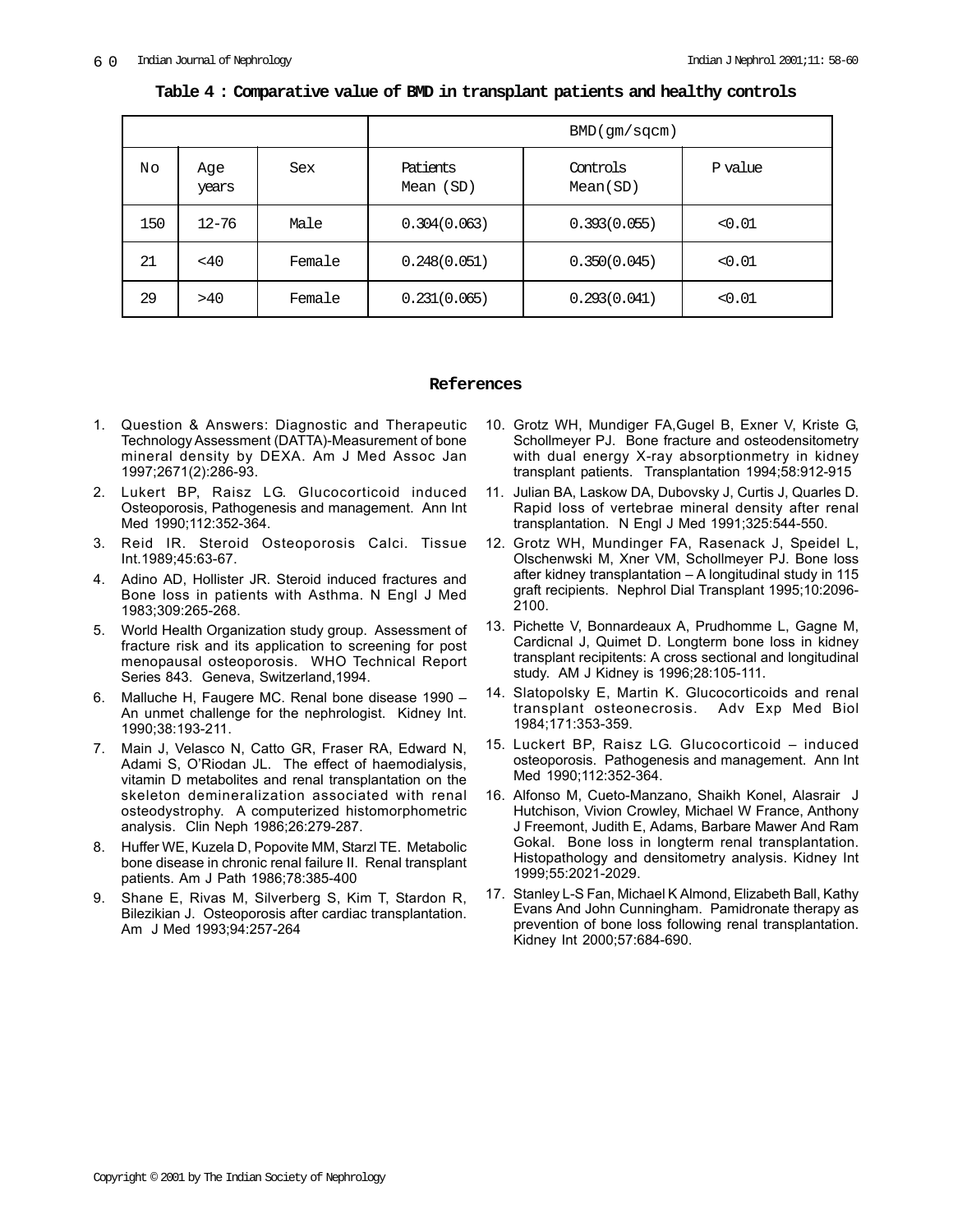**Table 4 : Comparative value of BMD in transplant patients and healthy controls**

| | | | BMD(gm/sqcm) | | |
|---|---|---|---|---|---|
| No | Age years | Sex | Patients Mean (SD) | Controls Mean(SD) | P value |
| 150 | 12-76 | Male | 0.304(0.063) | 0.393(0.055) | <0.01 |
| 21 | <40 | Female | 0.248(0.051) | 0.350(0.045) | <0.01 |
| 29 | >40 | Female | 0.231(0.065) | 0.293(0.041) | <0.01 |

## References

1. Question & Answers: Diagnostic and Therapeutic Technology Assessment (DATTA)-Measurement of bone mineral density by DEXA. Am J Med Assoc Jan 1997;2671(2):286-93.
2. Lukert BP, Raisz LG. Glucocorticoid induced Osteoporosis, Pathogenesis and management. Ann Int Med 1990;112:352-364.
3. Reid IR. Steroid Osteoporosis Calci. Tissue Int.1989;45:63-67.
4. Adino AD, Hollister JR. Steroid induced fractures and Bone loss in patients with Asthma. N Engl J Med 1983;309:265-268.
5. World Health Organization study group. Assessment of fracture risk and its application to screening for post menopausal osteoporosis. WHO Technical Report Series 843. Geneva, Switzerland,1994.
6. Malluche H, Faugere MC. Renal bone disease 1990 – An unmet challenge for the nephrologist. Kidney Int. 1990;38:193-211.
7. Main J, Velasco N, Catto GR, Fraser RA, Edward N, Adami S, O'Riodan JL. The effect of haemodialysis, vitamin D metabolites and renal transplantation on the skeleton demineralization associated with renal osteodystrophy. A computerized histomorphometric analysis. Clin Neph 1986;26:279-287.
8. Huffer WE, Kuzela D, Popovite MM, Starzl TE. Metabolic bone disease in chronic renal failure II. Renal transplant patients. Am J Path 1986;78:385-400
9. Shane E, Rivas M, Silverberg S, Kim T, Stardon R, Bilezikian J. Osteoporosis after cardiac transplantation. Am J Med 1993;94:257-264
10. Grotz WH, Mundiger FA,Gugel B, Exner V, Kriste G, Schollmeyer PJ. Bone fracture and osteodensitometry with dual energy X-ray absorptionmetry in kidney transplant patients. Transplantation 1994;58:912-915
11. Julian BA, Laskow DA, Dubovsky J, Curtis J, Quarles D. Rapid loss of vertebrae mineral density after renal transplantation. N Engl J Med 1991;325:544-550.
12. Grotz WH, Mundinger FA, Rasenack J, Speidel L, Olschenwski M, Xner VM, Schollmeyer PJ. Bone loss after kidney transplantation – A longitudinal study in 115 graft recipients. Nephrol Dial Transplant 1995;10:2096-2100.
13. Pichette V, Bonnardeaux A, Prudhomme L, Gagne M, Cardicnal J, Quimet D. Longterm bone loss in kidney transplant recipitents: A cross sectional and longitudinal study. AM J Kidney is 1996;28:105-111.
14. Slatopolsky E, Martin K. Glucocorticoids and renal transplant osteonecrosis. Adv Exp Med Biol 1984;171:353-359.
15. Luckert BP, Raisz LG. Glucocorticoid – induced osteoporosis. Pathogenesis and management. Ann Int Med 1990;112:352-364.
16. Alfonso M, Cueto-Manzano, Shaikh Konel, Alasrair J Hutchison, Vivion Crowley, Michael W France, Anthony J Freemont, Judith E, Adams, Barbare Mawer And Ram Gokal. Bone loss in longterm renal transplantation. Histopathology and densitometry analysis. Kidney Int 1999;55:2021-2029.
17. Stanley L-S Fan, Michael K Almond, Elizabeth Ball, Kathy Evans And John Cunningham. Pamidronate therapy as prevention of bone loss following renal transplantation. Kidney Int 2000;57:684-690.